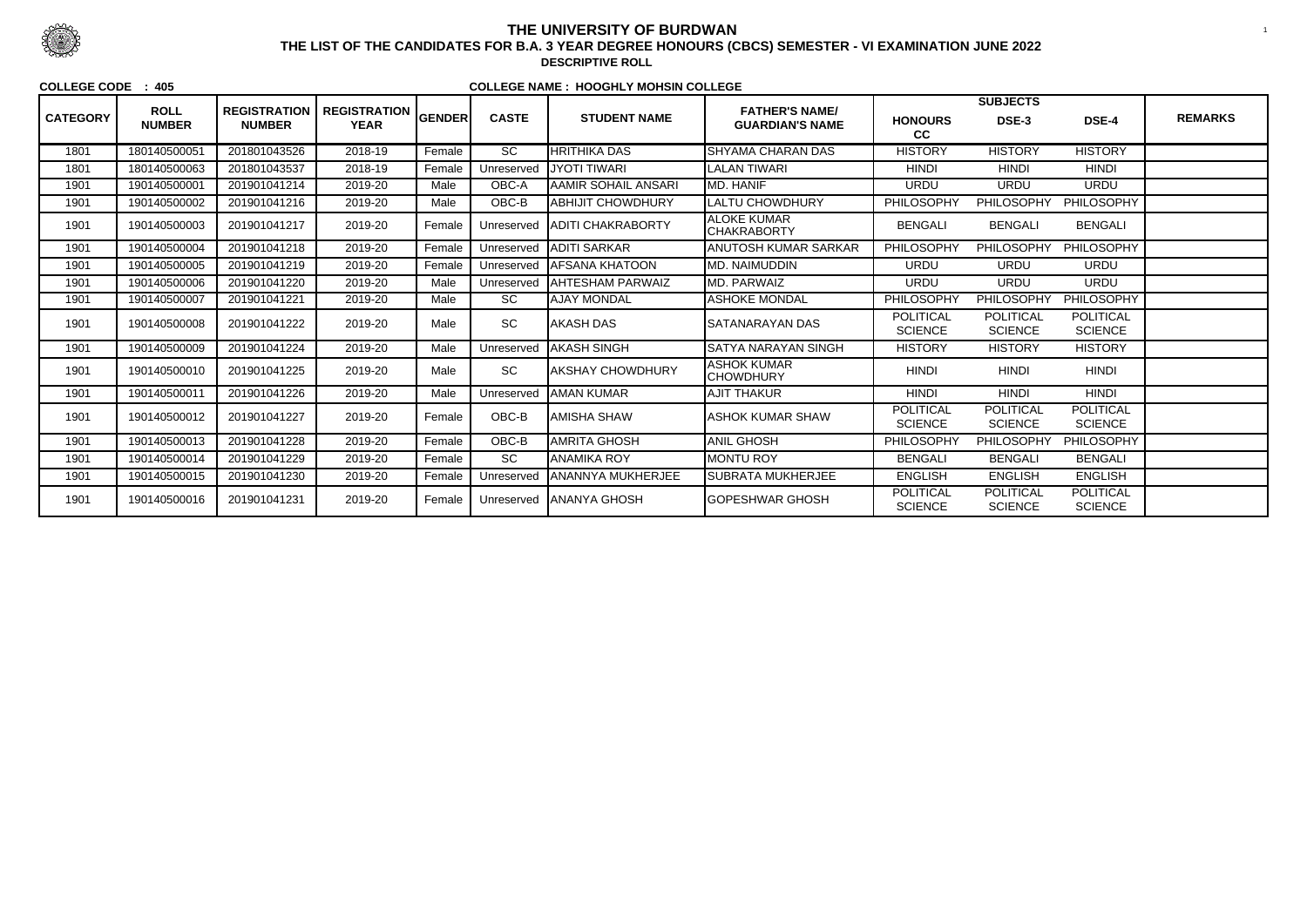# THE UNIVERSITY OF BURDWAN

## THE LIST OF THE CANDIDATES FOR B.A. 3 YEAR DEGREE HONOURS (CBCS) SEMESTER - VI EXAMINATION JUNE 2022

### DESCRIPTIVE ROLL

**COLLEGE CODE : 405** **COLLEGE NAME : HOOGHLY MOHSIN COLLEGE**

| CATEGORY | ROLL NUMBER | REGISTRATION NUMBER | REGISTRATION YEAR | GENDER | CASTE | STUDENT NAME | FATHER'S NAME/ GUARDIAN'S NAME | SUBJECTS | | | REMARKS |
|---|---|---|---|---|---|---|---|---|---|---|---|
| | | | | | | | | HONOURS CC | DSE-3 | DSE-4 | |
| 1801 | 180140500051 | 201801043526 | 2018-19 | Female | SC | HRITHIKA DAS | SHYAMA CHARAN DAS | HISTORY | HISTORY | HISTORY | |
| 1801 | 180140500063 | 201801043537 | 2018-19 | Female | Unreserved | JYOTI TIWARI | LALAN TIWARI | HINDI | HINDI | HINDI | |
| 1901 | 190140500001 | 201901041214 | 2019-20 | Male | OBC-A | AAMIR SOHAIL ANSARI | MD. HANIF | URDU | URDU | URDU | |
| 1901 | 190140500002 | 201901041216 | 2019-20 | Male | OBC-B | ABHIJIT CHOWDHURY | LALTU CHOWDHURY | PHILOSOPHY | PHILOSOPHY | PHILOSOPHY | |
| 1901 | 190140500003 | 201901041217 | 2019-20 | Female | Unreserved | ADITI CHAKRABORTY | ALOKE KUMAR CHAKRABORTY | BENGALI | BENGALI | BENGALI | |
| 1901 | 190140500004 | 201901041218 | 2019-20 | Female | Unreserved | ADITI SARKAR | ANUTOSH KUMAR SARKAR | PHILOSOPHY | PHILOSOPHY | PHILOSOPHY | |
| 1901 | 190140500005 | 201901041219 | 2019-20 | Female | Unreserved | AFSANA KHATOON | MD. NAIMUDDIN | URDU | URDU | URDU | |
| 1901 | 190140500006 | 201901041220 | 2019-20 | Male | Unreserved | AHTESHAM PARWAIZ | MD. PARWAIZ | URDU | URDU | URDU | |
| 1901 | 190140500007 | 201901041221 | 2019-20 | Male | SC | AJAY MONDAL | ASHOKE MONDAL | PHILOSOPHY | PHILOSOPHY | PHILOSOPHY | |
| 1901 | 190140500008 | 201901041222 | 2019-20 | Male | SC | AKASH DAS | SATANARAYAN DAS | POLITICAL SCIENCE | POLITICAL SCIENCE | POLITICAL SCIENCE | |
| 1901 | 190140500009 | 201901041224 | 2019-20 | Male | Unreserved | AKASH SINGH | SATYA NARAYAN SINGH | HISTORY | HISTORY | HISTORY | |
| 1901 | 190140500010 | 201901041225 | 2019-20 | Male | SC | AKSHAY CHOWDHURY | ASHOK KUMAR CHOWDHURY | HINDI | HINDI | HINDI | |
| 1901 | 190140500011 | 201901041226 | 2019-20 | Male | Unreserved | AMAN KUMAR | AJIT THAKUR | HINDI | HINDI | HINDI | |
| 1901 | 190140500012 | 201901041227 | 2019-20 | Female | OBC-B | AMISHA SHAW | ASHOK KUMAR SHAW | POLITICAL SCIENCE | POLITICAL SCIENCE | POLITICAL SCIENCE | |
| 1901 | 190140500013 | 201901041228 | 2019-20 | Female | OBC-B | AMRITA GHOSH | ANIL GHOSH | PHILOSOPHY | PHILOSOPHY | PHILOSOPHY | |
| 1901 | 190140500014 | 201901041229 | 2019-20 | Female | SC | ANAMIKA ROY | MONTU ROY | BENGALI | BENGALI | BENGALI | |
| 1901 | 190140500015 | 201901041230 | 2019-20 | Female | Unreserved | ANANNYA MUKHERJEE | SUBRATA MUKHERJEE | ENGLISH | ENGLISH | ENGLISH | |
| 1901 | 190140500016 | 201901041231 | 2019-20 | Female | Unreserved | ANANYA GHOSH | GOPESHWAR GHOSH | POLITICAL SCIENCE | POLITICAL SCIENCE | POLITICAL SCIENCE | |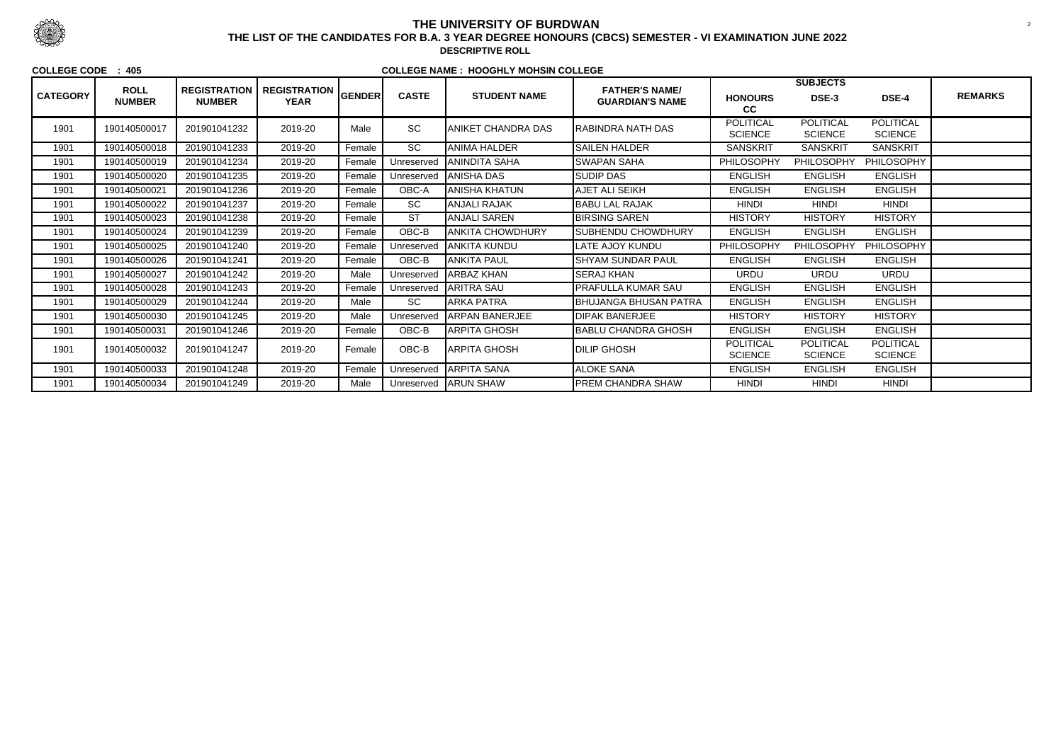# THE UNIVERSITY OF BURDWAN

**THE LIST OF THE CANDIDATES FOR B.A. 3 YEAR DEGREE HONOURS (CBCS) SEMESTER - VI EXAMINATION JUNE 2022**

**DESCRIPTIVE ROLL**

**COLLEGE CODE : 405** **COLLEGE NAME : HOOGHLY MOHSIN COLLEGE**

| CATEGORY | ROLL NUMBER | REGISTRATION NUMBER | REGISTRATION YEAR | GENDER | CASTE | STUDENT NAME | FATHER'S NAME/ GUARDIAN'S NAME | SUBJECTS | | | REMARKS |
|---|---|---|---|---|---|---|---|---|---|---|---|
| | | | | | | | | HONOURS CC | DSE-3 | DSE-4 | |
| 1901 | 190140500017 | 201901041232 | 2019-20 | Male | SC | ANIKET CHANDRA DAS | RABINDRA NATH DAS | POLITICAL SCIENCE | POLITICAL SCIENCE | POLITICAL SCIENCE | |
| 1901 | 190140500018 | 201901041233 | 2019-20 | Female | SC | ANIMA HALDER | SAILEN HALDER | SANSKRIT | SANSKRIT | SANSKRIT | |
| 1901 | 190140500019 | 201901041234 | 2019-20 | Female | Unreserved | ANINDITA SAHA | SWAPAN SAHA | PHILOSOPHY | PHILOSOPHY | PHILOSOPHY | |
| 1901 | 190140500020 | 201901041235 | 2019-20 | Female | Unreserved | ANISHA DAS | SUDIP DAS | ENGLISH | ENGLISH | ENGLISH | |
| 1901 | 190140500021 | 201901041236 | 2019-20 | Female | OBC-A | ANISHA KHATUN | AJET ALI SEIKH | ENGLISH | ENGLISH | ENGLISH | |
| 1901 | 190140500022 | 201901041237 | 2019-20 | Female | SC | ANJALI RAJAK | BABU LAL RAJAK | HINDI | HINDI | HINDI | |
| 1901 | 190140500023 | 201901041238 | 2019-20 | Female | ST | ANJALI SAREN | BIRSING SAREN | HISTORY | HISTORY | HISTORY | |
| 1901 | 190140500024 | 201901041239 | 2019-20 | Female | OBC-B | ANKITA CHOWDHURY | SUBHENDU CHOWDHURY | ENGLISH | ENGLISH | ENGLISH | |
| 1901 | 190140500025 | 201901041240 | 2019-20 | Female | Unreserved | ANKITA KUNDU | LATE AJOY KUNDU | PHILOSOPHY | PHILOSOPHY | PHILOSOPHY | |
| 1901 | 190140500026 | 201901041241 | 2019-20 | Female | OBC-B | ANKITA PAUL | SHYAM SUNDAR PAUL | ENGLISH | ENGLISH | ENGLISH | |
| 1901 | 190140500027 | 201901041242 | 2019-20 | Male | Unreserved | ARBAZ KHAN | SERAJ KHAN | URDU | URDU | URDU | |
| 1901 | 190140500028 | 201901041243 | 2019-20 | Female | Unreserved | ARITRA SAU | PRAFULLA KUMAR SAU | ENGLISH | ENGLISH | ENGLISH | |
| 1901 | 190140500029 | 201901041244 | 2019-20 | Male | SC | ARKA PATRA | BHUJANGA BHUSAN PATRA | ENGLISH | ENGLISH | ENGLISH | |
| 1901 | 190140500030 | 201901041245 | 2019-20 | Male | Unreserved | ARPAN BANERJEE | DIPAK BANERJEE | HISTORY | HISTORY | HISTORY | |
| 1901 | 190140500031 | 201901041246 | 2019-20 | Female | OBC-B | ARPITA GHOSH | BABLU CHANDRA GHOSH | ENGLISH | ENGLISH | ENGLISH | |
| 1901 | 190140500032 | 201901041247 | 2019-20 | Female | OBC-B | ARPITA GHOSH | DILIP GHOSH | POLITICAL SCIENCE | POLITICAL SCIENCE | POLITICAL SCIENCE | |
| 1901 | 190140500033 | 201901041248 | 2019-20 | Female | Unreserved | ARPITA SANA | ALOKE SANA | ENGLISH | ENGLISH | ENGLISH | |
| 1901 | 190140500034 | 201901041249 | 2019-20 | Male | Unreserved | ARUN SHAW | PREM CHANDRA SHAW | HINDI | HINDI | HINDI | |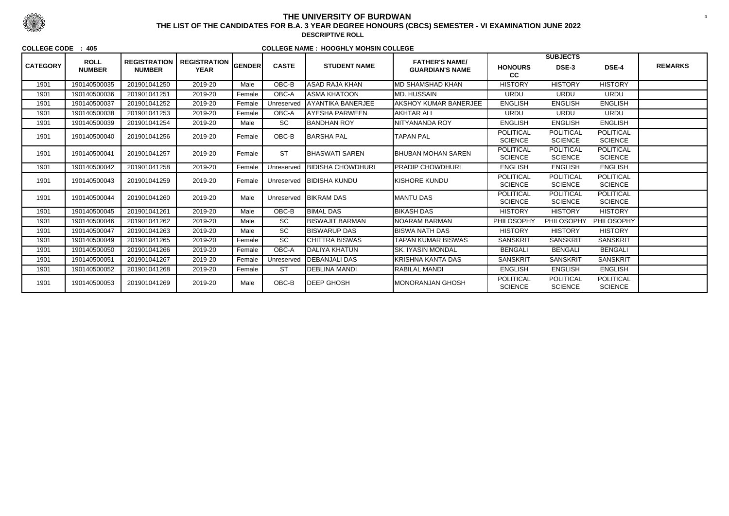# THE UNIVERSITY OF BURDWAN

## THE LIST OF THE CANDIDATES FOR B.A. 3 YEAR DEGREE HONOURS (CBCS) SEMESTER - VI EXAMINATION JUNE 2022

**DESCRIPTIVE ROLL**

**COLLEGE CODE : 405** **COLLEGE NAME : HOOGHLY MOHSIN COLLEGE**

| CATEGORY | ROLL NUMBER | REGISTRATION NUMBER | REGISTRATION YEAR | GENDER | CASTE | STUDENT NAME | FATHER'S NAME/ GUARDIAN'S NAME | SUBJECTS | | | REMARKS |
|---|---|---|---|---|---|---|---|---|---|---|---|
| | | | | | | | | HONOURS CC | DSE-3 | DSE-4 | |
| 1901 | 190140500035 | 201901041250 | 2019-20 | Male | OBC-B | ASAD RAJA KHAN | MD SHAMSHAD KHAN | HISTORY | HISTORY | HISTORY | |
| 1901 | 190140500036 | 201901041251 | 2019-20 | Female | OBC-A | ASMA KHATOON | MD. HUSSAIN | URDU | URDU | URDU | |
| 1901 | 190140500037 | 201901041252 | 2019-20 | Female | Unreserved | AYANTIKA BANERJEE | AKSHOY KUMAR BANERJEE | ENGLISH | ENGLISH | ENGLISH | |
| 1901 | 190140500038 | 201901041253 | 2019-20 | Female | OBC-A | AYESHA PARWEEN | AKHTAR ALI | URDU | URDU | URDU | |
| 1901 | 190140500039 | 201901041254 | 2019-20 | Male | SC | BANDHAN ROY | NITYANANDA ROY | ENGLISH | ENGLISH | ENGLISH | |
| 1901 | 190140500040 | 201901041256 | 2019-20 | Female | OBC-B | BARSHA PAL | TAPAN PAL | POLITICAL SCIENCE | POLITICAL SCIENCE | POLITICAL SCIENCE | |
| 1901 | 190140500041 | 201901041257 | 2019-20 | Female | ST | BHASWATI SAREN | BHUBAN MOHAN SAREN | POLITICAL SCIENCE | POLITICAL SCIENCE | POLITICAL SCIENCE | |
| 1901 | 190140500042 | 201901041258 | 2019-20 | Female | Unreserved | BIDISHA CHOWDHURI | PRADIP CHOWDHURI | ENGLISH | ENGLISH | ENGLISH | |
| 1901 | 190140500043 | 201901041259 | 2019-20 | Female | Unreserved | BIDISHA KUNDU | KISHORE KUNDU | POLITICAL SCIENCE | POLITICAL SCIENCE | POLITICAL SCIENCE | |
| 1901 | 190140500044 | 201901041260 | 2019-20 | Male | Unreserved | BIKRAM DAS | MANTU DAS | POLITICAL SCIENCE | POLITICAL SCIENCE | POLITICAL SCIENCE | |
| 1901 | 190140500045 | 201901041261 | 2019-20 | Male | OBC-B | BIMAL DAS | BIKASH DAS | HISTORY | HISTORY | HISTORY | |
| 1901 | 190140500046 | 201901041262 | 2019-20 | Male | SC | BISWAJIT BARMAN | NOARAM BARMAN | PHILOSOPHY | PHILOSOPHY | PHILOSOPHY | |
| 1901 | 190140500047 | 201901041263 | 2019-20 | Male | SC | BISWARUP DAS | BISWA NATH DAS | HISTORY | HISTORY | HISTORY | |
| 1901 | 190140500049 | 201901041265 | 2019-20 | Female | SC | CHITTRA BISWAS | TAPAN KUMAR BISWAS | SANSKRIT | SANSKRIT | SANSKRIT | |
| 1901 | 190140500050 | 201901041266 | 2019-20 | Female | OBC-A | DALIYA KHATUN | SK. IYASIN MONDAL | BENGALI | BENGALI | BENGALI | |
| 1901 | 190140500051 | 201901041267 | 2019-20 | Female | Unreserved | DEBANJALI DAS | KRISHNA KANTA DAS | SANSKRIT | SANSKRIT | SANSKRIT | |
| 1901 | 190140500052 | 201901041268 | 2019-20 | Female | ST | DEBLINA MANDI | RABILAL MANDI | ENGLISH | ENGLISH | ENGLISH | |
| 1901 | 190140500053 | 201901041269 | 2019-20 | Male | OBC-B | DEEP GHOSH | MONORANJAN GHOSH | POLITICAL SCIENCE | POLITICAL SCIENCE | POLITICAL SCIENCE | |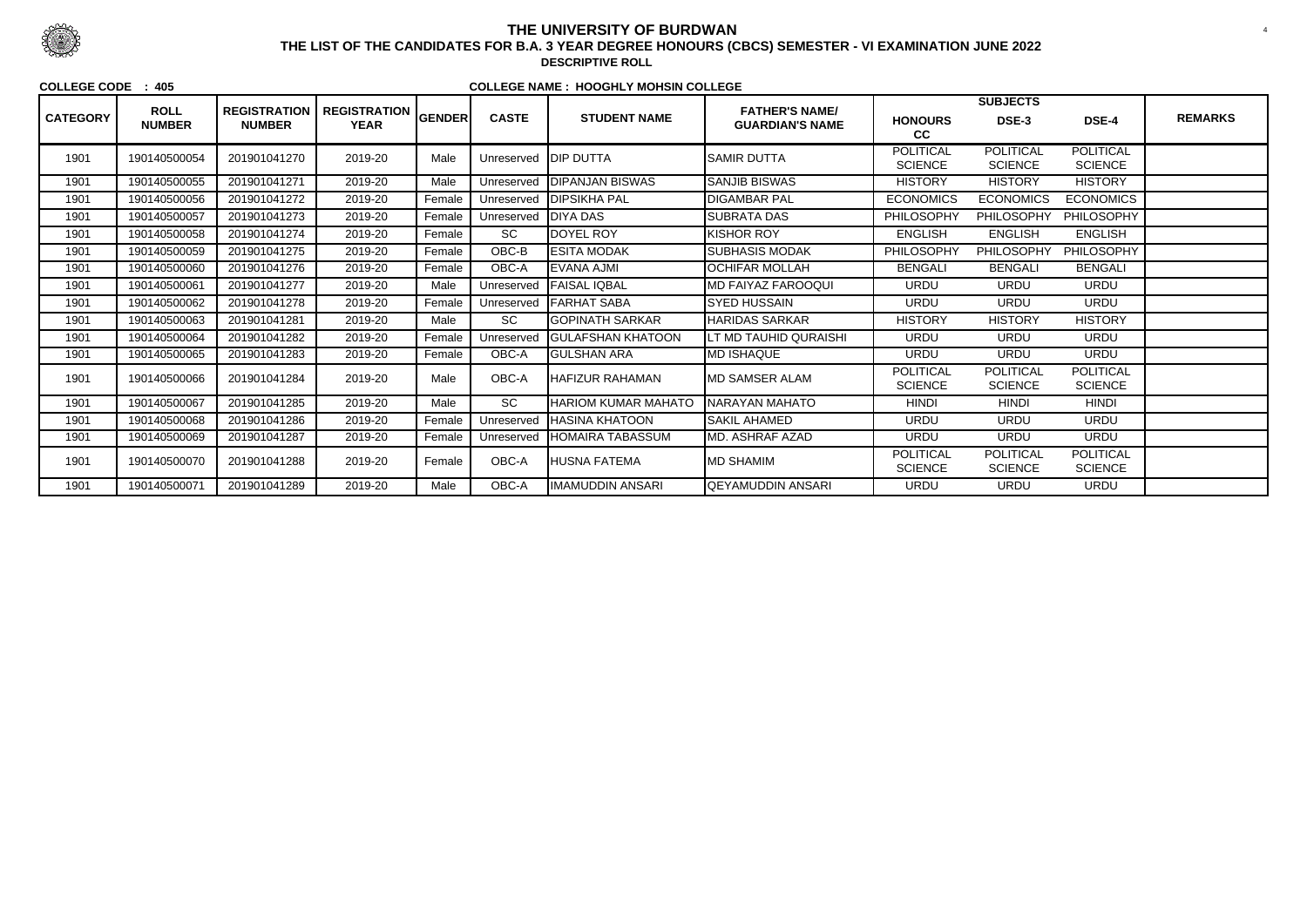# THE UNIVERSITY OF BURDWAN

## THE LIST OF THE CANDIDATES FOR B.A. 3 YEAR DEGREE HONOURS (CBCS) SEMESTER - VI EXAMINATION JUNE 2022

### DESCRIPTIVE ROLL

**COLLEGE CODE : 405** **COLLEGE NAME : HOOGHLY MOHSIN COLLEGE**

| CATEGORY | ROLL NUMBER | REGISTRATION NUMBER | REGISTRATION YEAR | GENDER | CASTE | STUDENT NAME | FATHER'S NAME/ GUARDIAN'S NAME | SUBJECTS HONOURS CC | DSE-3 | DSE-4 | REMARKS |
|---|---|---|---|---|---|---|---|---|---|---|---|
| 1901 | 190140500054 | 201901041270 | 2019-20 | Male | Unreserved | DIP DUTTA | SAMIR DUTTA | POLITICAL SCIENCE | POLITICAL SCIENCE | POLITICAL SCIENCE | |
| 1901 | 190140500055 | 201901041271 | 2019-20 | Male | Unreserved | DIPANJAN BISWAS | SANJIB BISWAS | HISTORY | HISTORY | HISTORY | |
| 1901 | 190140500056 | 201901041272 | 2019-20 | Female | Unreserved | DIPSIKHA PAL | DIGAMBAR PAL | ECONOMICS | ECONOMICS | ECONOMICS | |
| 1901 | 190140500057 | 201901041273 | 2019-20 | Female | Unreserved | DIYA DAS | SUBRATA DAS | PHILOSOPHY | PHILOSOPHY | PHILOSOPHY | |
| 1901 | 190140500058 | 201901041274 | 2019-20 | Female | SC | DOYEL ROY | KISHOR ROY | ENGLISH | ENGLISH | ENGLISH | |
| 1901 | 190140500059 | 201901041275 | 2019-20 | Female | OBC-B | ESITA MODAK | SUBHASIS MODAK | PHILOSOPHY | PHILOSOPHY | PHILOSOPHY | |
| 1901 | 190140500060 | 201901041276 | 2019-20 | Female | OBC-A | EVANA AJMI | OCHIFAR MOLLAH | BENGALI | BENGALI | BENGALI | |
| 1901 | 190140500061 | 201901041277 | 2019-20 | Male | Unreserved | FAISAL IQBAL | MD FAIYAZ FAROOQUI | URDU | URDU | URDU | |
| 1901 | 190140500062 | 201901041278 | 2019-20 | Female | Unreserved | FARHAT SABA | SYED HUSSAIN | URDU | URDU | URDU | |
| 1901 | 190140500063 | 201901041281 | 2019-20 | Male | SC | GOPINATH SARKAR | HARIDAS SARKAR | HISTORY | HISTORY | HISTORY | |
| 1901 | 190140500064 | 201901041282 | 2019-20 | Female | Unreserved | GULAFSHAN KHATOON | LT MD TAUHID QURAISHI | URDU | URDU | URDU | |
| 1901 | 190140500065 | 201901041283 | 2019-20 | Female | OBC-A | GULSHAN ARA | MD ISHAQUE | URDU | URDU | URDU | |
| 1901 | 190140500066 | 201901041284 | 2019-20 | Male | OBC-A | HAFIZUR RAHAMAN | MD SAMSER ALAM | POLITICAL SCIENCE | POLITICAL SCIENCE | POLITICAL SCIENCE | |
| 1901 | 190140500067 | 201901041285 | 2019-20 | Male | SC | HARIOM KUMAR MAHATO | NARAYAN MAHATO | HINDI | HINDI | HINDI | |
| 1901 | 190140500068 | 201901041286 | 2019-20 | Female | Unreserved | HASINA KHATOON | SAKIL AHAMED | URDU | URDU | URDU | |
| 1901 | 190140500069 | 201901041287 | 2019-20 | Female | Unreserved | HOMAIRA TABASSUM | MD. ASHRAF AZAD | URDU | URDU | URDU | |
| 1901 | 190140500070 | 201901041288 | 2019-20 | Female | OBC-A | HUSNA FATEMA | MD SHAMIM | POLITICAL SCIENCE | POLITICAL SCIENCE | POLITICAL SCIENCE | |
| 1901 | 190140500071 | 201901041289 | 2019-20 | Male | OBC-A | IMAMUDDIN ANSARI | QEYAMUDDIN ANSARI | URDU | URDU | URDU | |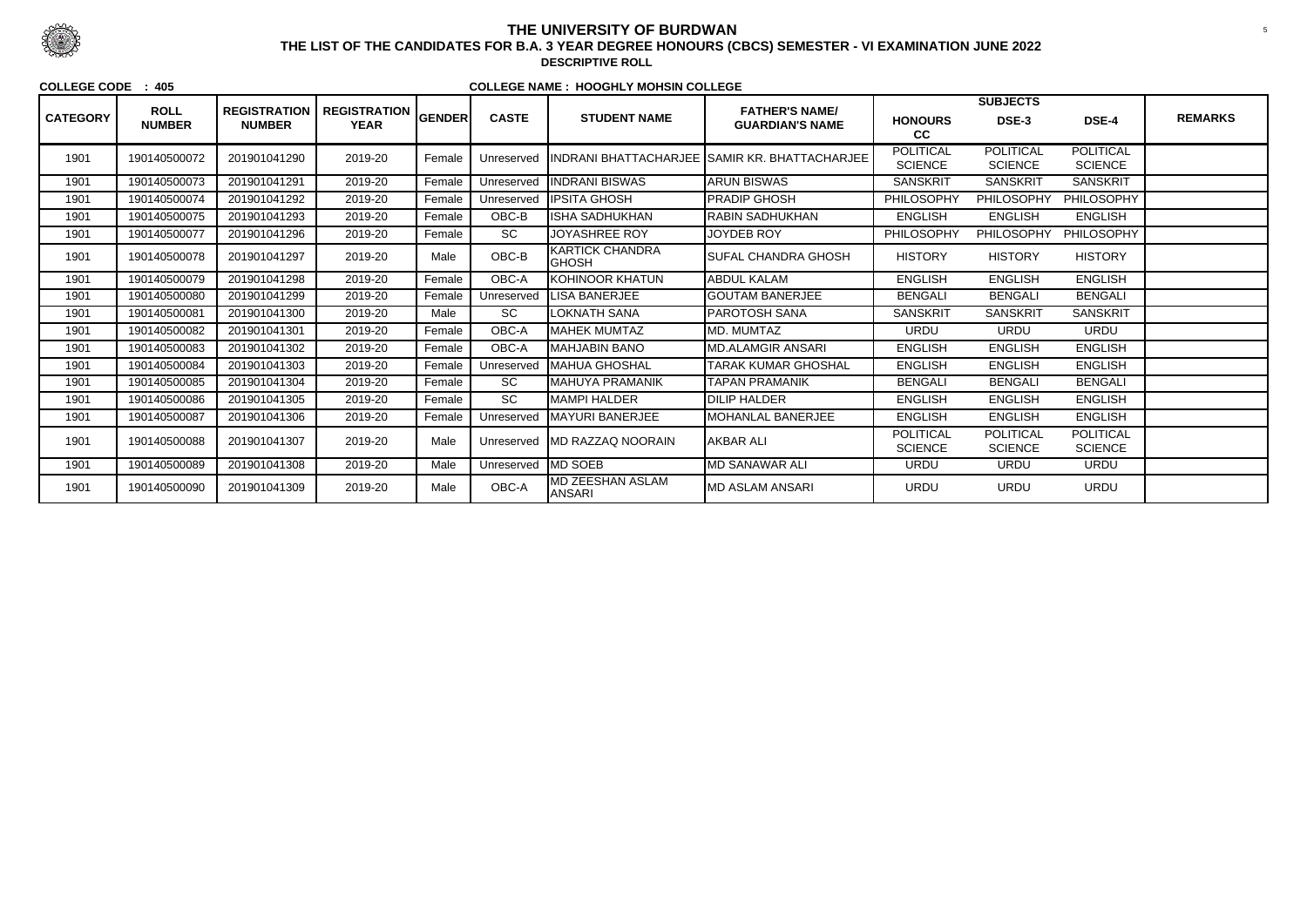# THE UNIVERSITY OF BURDWAN

## THE LIST OF THE CANDIDATES FOR B.A. 3 YEAR DEGREE HONOURS (CBCS) SEMESTER - VI EXAMINATION JUNE 2022

### DESCRIPTIVE ROLL

**COLLEGE CODE : 405** **COLLEGE NAME : HOOGHLY MOHSIN COLLEGE**

| CATEGORY | ROLL NUMBER | REGISTRATION NUMBER | REGISTRATION YEAR | GENDER | CASTE | STUDENT NAME | FATHER'S NAME/ GUARDIAN'S NAME | SUBJECTS | | | REMARKS |
|---|---|---|---|---|---|---|---|---|---|---|---|
| | | | | | | | | HONOURS CC | DSE-3 | DSE-4 | |
| 1901 | 190140500072 | 201901041290 | 2019-20 | Female | Unreserved | INDRANI BHATTACHARJEE | SAMIR KR. BHATTACHARJEE | POLITICAL SCIENCE | POLITICAL SCIENCE | POLITICAL SCIENCE | |
| 1901 | 190140500073 | 201901041291 | 2019-20 | Female | Unreserved | INDRANI BISWAS | ARUN BISWAS | SANSKRIT | SANSKRIT | SANSKRIT | |
| 1901 | 190140500074 | 201901041292 | 2019-20 | Female | Unreserved | IPSITA GHOSH | PRADIP GHOSH | PHILOSOPHY | PHILOSOPHY | PHILOSOPHY | |
| 1901 | 190140500075 | 201901041293 | 2019-20 | Female | OBC-B | ISHA SADHUKHAN | RABIN SADHUKHAN | ENGLISH | ENGLISH | ENGLISH | |
| 1901 | 190140500077 | 201901041296 | 2019-20 | Female | SC | JOYASHREE ROY | JOYDEB ROY | PHILOSOPHY | PHILOSOPHY | PHILOSOPHY | |
| 1901 | 190140500078 | 201901041297 | 2019-20 | Male | OBC-B | KARTICK CHANDRA GHOSH | SUFAL CHANDRA GHOSH | HISTORY | HISTORY | HISTORY | |
| 1901 | 190140500079 | 201901041298 | 2019-20 | Female | OBC-A | KOHINOOR KHATUN | ABDUL KALAM | ENGLISH | ENGLISH | ENGLISH | |
| 1901 | 190140500080 | 201901041299 | 2019-20 | Female | Unreserved | LISA BANERJEE | GOUTAM BANERJEE | BENGALI | BENGALI | BENGALI | |
| 1901 | 190140500081 | 201901041300 | 2019-20 | Male | SC | LOKNATH SANA | PAROTOSH SANA | SANSKRIT | SANSKRIT | SANSKRIT | |
| 1901 | 190140500082 | 201901041301 | 2019-20 | Female | OBC-A | MAHEK MUMTAZ | MD. MUMTAZ | URDU | URDU | URDU | |
| 1901 | 190140500083 | 201901041302 | 2019-20 | Female | OBC-A | MAHJABIN BANO | MD.ALAMGIR ANSARI | ENGLISH | ENGLISH | ENGLISH | |
| 1901 | 190140500084 | 201901041303 | 2019-20 | Female | Unreserved | MAHUA GHOSHAL | TARAK KUMAR GHOSHAL | ENGLISH | ENGLISH | ENGLISH | |
| 1901 | 190140500085 | 201901041304 | 2019-20 | Female | SC | MAHUYA PRAMANIK | TAPAN PRAMANIK | BENGALI | BENGALI | BENGALI | |
| 1901 | 190140500086 | 201901041305 | 2019-20 | Female | SC | MAMPI HALDER | DILIP HALDER | ENGLISH | ENGLISH | ENGLISH | |
| 1901 | 190140500087 | 201901041306 | 2019-20 | Female | Unreserved | MAYURI BANERJEE | MOHANLAL BANERJEE | ENGLISH | ENGLISH | ENGLISH | |
| 1901 | 190140500088 | 201901041307 | 2019-20 | Male | Unreserved | MD RAZZAQ NOORAIN | AKBAR ALI | POLITICAL SCIENCE | POLITICAL SCIENCE | POLITICAL SCIENCE | |
| 1901 | 190140500089 | 201901041308 | 2019-20 | Male | Unreserved | MD SOEB | MD SANAWAR ALI | URDU | URDU | URDU | |
| 1901 | 190140500090 | 201901041309 | 2019-20 | Male | OBC-A | MD ZEESHAN ASLAM ANSARI | MD ASLAM ANSARI | URDU | URDU | URDU | |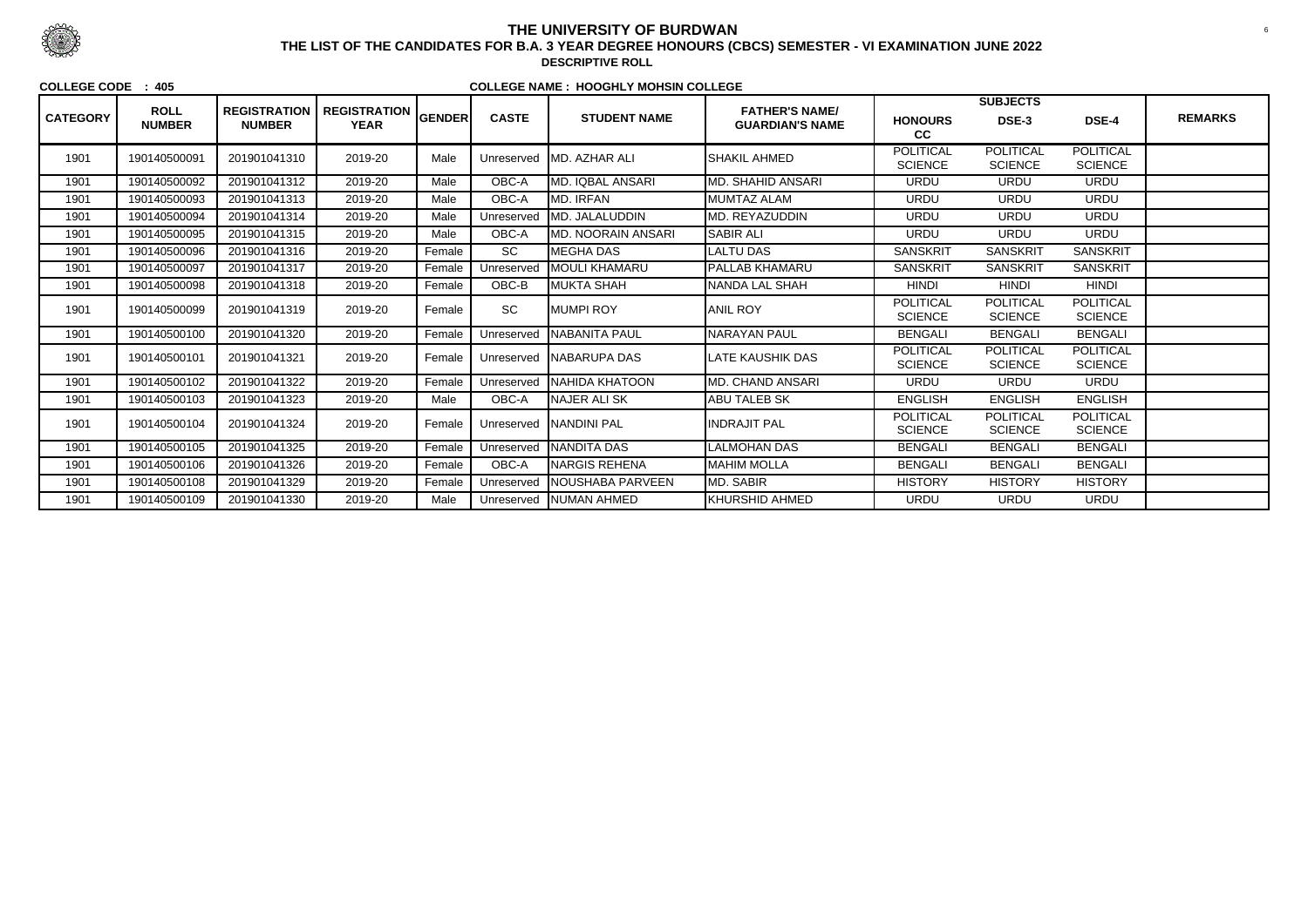# THE UNIVERSITY OF BURDWAN

## THE LIST OF THE CANDIDATES FOR B.A. 3 YEAR DEGREE HONOURS (CBCS) SEMESTER - VI EXAMINATION JUNE 2022

### DESCRIPTIVE ROLL

**COLLEGE CODE : 405** **COLLEGE NAME : HOOGHLY MOHSIN COLLEGE**

| CATEGORY | ROLL NUMBER | REGISTRATION NUMBER | REGISTRATION YEAR | GENDER | CASTE | STUDENT NAME | FATHER'S NAME/ GUARDIAN'S NAME | SUBJECTS | | | REMARKS |
|---|---|---|---|---|---|---|---|---|---|---|---|
| | | | | | | | | HONOURS CC | DSE-3 | DSE-4 | |
| 1901 | 190140500091 | 201901041310 | 2019-20 | Male | Unreserved | MD. AZHAR ALI | SHAKIL AHMED | POLITICAL SCIENCE | POLITICAL SCIENCE | POLITICAL SCIENCE | |
| 1901 | 190140500092 | 201901041312 | 2019-20 | Male | OBC-A | MD. IQBAL ANSARI | MD. SHAHID ANSARI | URDU | URDU | URDU | |
| 1901 | 190140500093 | 201901041313 | 2019-20 | Male | OBC-A | MD. IRFAN | MUMTAZ ALAM | URDU | URDU | URDU | |
| 1901 | 190140500094 | 201901041314 | 2019-20 | Male | Unreserved | MD. JALALUDDIN | MD. REYAZUDDIN | URDU | URDU | URDU | |
| 1901 | 190140500095 | 201901041315 | 2019-20 | Male | OBC-A | MD. NOORAIN ANSARI | SABIR ALI | URDU | URDU | URDU | |
| 1901 | 190140500096 | 201901041316 | 2019-20 | Female | SC | MEGHA DAS | LALTU DAS | SANSKRIT | SANSKRIT | SANSKRIT | |
| 1901 | 190140500097 | 201901041317 | 2019-20 | Female | Unreserved | MOULI KHAMARU | PALLAB KHAMARU | SANSKRIT | SANSKRIT | SANSKRIT | |
| 1901 | 190140500098 | 201901041318 | 2019-20 | Female | OBC-B | MUKTA SHAH | NANDA LAL SHAH | HINDI | HINDI | HINDI | |
| 1901 | 190140500099 | 201901041319 | 2019-20 | Female | SC | MUMPI ROY | ANIL ROY | POLITICAL SCIENCE | POLITICAL SCIENCE | POLITICAL SCIENCE | |
| 1901 | 190140500100 | 201901041320 | 2019-20 | Female | Unreserved | NABANITA PAUL | NARAYAN PAUL | BENGALI | BENGALI | BENGALI | |
| 1901 | 190140500101 | 201901041321 | 2019-20 | Female | Unreserved | NABARUPA DAS | LATE KAUSHIK DAS | POLITICAL SCIENCE | POLITICAL SCIENCE | POLITICAL SCIENCE | |
| 1901 | 190140500102 | 201901041322 | 2019-20 | Female | Unreserved | NAHIDA KHATOON | MD. CHAND ANSARI | URDU | URDU | URDU | |
| 1901 | 190140500103 | 201901041323 | 2019-20 | Male | OBC-A | NAJER ALI SK | ABU TALEB SK | ENGLISH | ENGLISH | ENGLISH | |
| 1901 | 190140500104 | 201901041324 | 2019-20 | Female | Unreserved | NANDINI PAL | INDRAJIT PAL | POLITICAL SCIENCE | POLITICAL SCIENCE | POLITICAL SCIENCE | |
| 1901 | 190140500105 | 201901041325 | 2019-20 | Female | Unreserved | NANDITA DAS | LALMOHAN DAS | BENGALI | BENGALI | BENGALI | |
| 1901 | 190140500106 | 201901041326 | 2019-20 | Female | OBC-A | NARGIS REHENA | MAHIM MOLLA | BENGALI | BENGALI | BENGALI | |
| 1901 | 190140500108 | 201901041329 | 2019-20 | Female | Unreserved | NOUSHABA PARVEEN | MD. SABIR | HISTORY | HISTORY | HISTORY | |
| 1901 | 190140500109 | 201901041330 | 2019-20 | Male | Unreserved | NUMAN AHMED | KHURSHID AHMED | URDU | URDU | URDU | |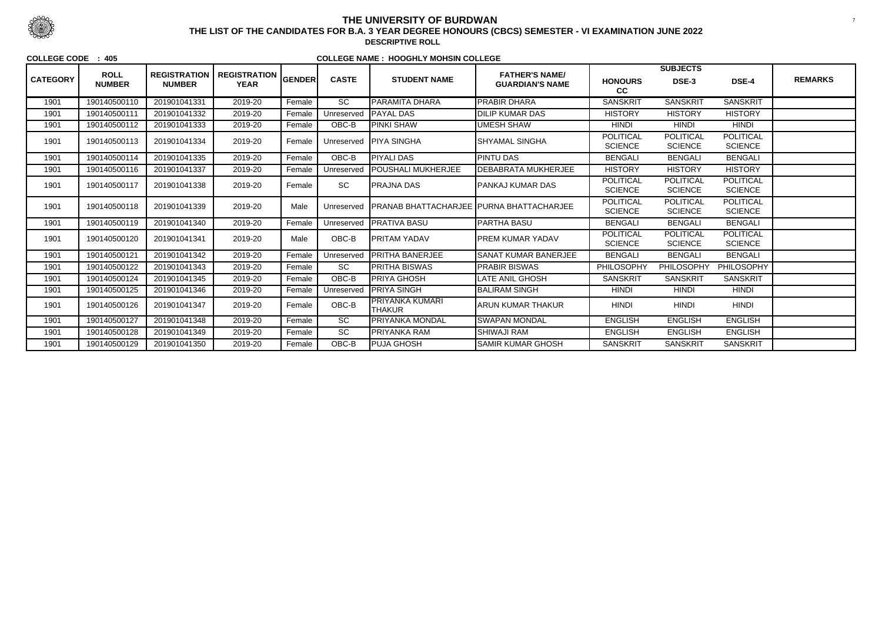# THE UNIVERSITY OF BURDWAN

## THE LIST OF THE CANDIDATES FOR B.A. 3 YEAR DEGREE HONOURS (CBCS) SEMESTER - VI EXAMINATION JUNE 2022

### DESCRIPTIVE ROLL

**COLLEGE CODE : 405** **COLLEGE NAME : HOOGHLY MOHSIN COLLEGE**

| CATEGORY | ROLL NUMBER | REGISTRATION NUMBER | REGISTRATION YEAR | GENDER | CASTE | STUDENT NAME | FATHER'S NAME/ GUARDIAN'S NAME | SUBJECTS | | | REMARKS |
|---|---|---|---|---|---|---|---|---|---|---|---|
| | | | | | | | | HONOURS CC | DSE-3 | DSE-4 | |
| 1901 | 190140500110 | 201901041331 | 2019-20 | Female | SC | PARAMITA DHARA | PRABIR DHARA | SANSKRIT | SANSKRIT | SANSKRIT | |
| 1901 | 190140500111 | 201901041332 | 2019-20 | Female | Unreserved | PAYAL DAS | DILIP KUMAR DAS | HISTORY | HISTORY | HISTORY | |
| 1901 | 190140500112 | 201901041333 | 2019-20 | Female | OBC-B | PINKI SHAW | UMESH SHAW | HINDI | HINDI | HINDI | |
| 1901 | 190140500113 | 201901041334 | 2019-20 | Female | Unreserved | PIYA SINGHA | SHYAMAL SINGHA | POLITICAL SCIENCE | POLITICAL SCIENCE | POLITICAL SCIENCE | |
| 1901 | 190140500114 | 201901041335 | 2019-20 | Female | OBC-B | PIYALI DAS | PINTU DAS | BENGALI | BENGALI | BENGALI | |
| 1901 | 190140500116 | 201901041337 | 2019-20 | Female | Unreserved | POUSHALI MUKHERJEE | DEBABRATA MUKHERJEE | HISTORY | HISTORY | HISTORY | |
| 1901 | 190140500117 | 201901041338 | 2019-20 | Female | SC | PRAJNA DAS | PANKAJ KUMAR DAS | POLITICAL SCIENCE | POLITICAL SCIENCE | POLITICAL SCIENCE | |
| 1901 | 190140500118 | 201901041339 | 2019-20 | Male | Unreserved | PRANAB BHATTACHARJEE | PURNA BHATTACHARJEE | POLITICAL SCIENCE | POLITICAL SCIENCE | POLITICAL SCIENCE | |
| 1901 | 190140500119 | 201901041340 | 2019-20 | Female | Unreserved | PRATIVA BASU | PARTHA BASU | BENGALI | BENGALI | BENGALI | |
| 1901 | 190140500120 | 201901041341 | 2019-20 | Male | OBC-B | PRITAM YADAV | PREM KUMAR YADAV | POLITICAL SCIENCE | POLITICAL SCIENCE | POLITICAL SCIENCE | |
| 1901 | 190140500121 | 201901041342 | 2019-20 | Female | Unreserved | PRITHA BANERJEE | SANAT KUMAR BANERJEE | BENGALI | BENGALI | BENGALI | |
| 1901 | 190140500122 | 201901041343 | 2019-20 | Female | SC | PRITHA BISWAS | PRABIR BISWAS | PHILOSOPHY | PHILOSOPHY | PHILOSOPHY | |
| 1901 | 190140500124 | 201901041345 | 2019-20 | Female | OBC-B | PRIYA GHOSH | LATE ANIL GHOSH | SANSKRIT | SANSKRIT | SANSKRIT | |
| 1901 | 190140500125 | 201901041346 | 2019-20 | Female | Unreserved | PRIYA SINGH | BALIRAM SINGH | HINDI | HINDI | HINDI | |
| 1901 | 190140500126 | 201901041347 | 2019-20 | Female | OBC-B | PRIYANKA KUMARI THAKUR | ARUN KUMAR THAKUR | HINDI | HINDI | HINDI | |
| 1901 | 190140500127 | 201901041348 | 2019-20 | Female | SC | PRIYANKA MONDAL | SWAPAN MONDAL | ENGLISH | ENGLISH | ENGLISH | |
| 1901 | 190140500128 | 201901041349 | 2019-20 | Female | SC | PRIYANKA RAM | SHIWAJI RAM | ENGLISH | ENGLISH | ENGLISH | |
| 1901 | 190140500129 | 201901041350 | 2019-20 | Female | OBC-B | PUJA GHOSH | SAMIR KUMAR GHOSH | SANSKRIT | SANSKRIT | SANSKRIT | |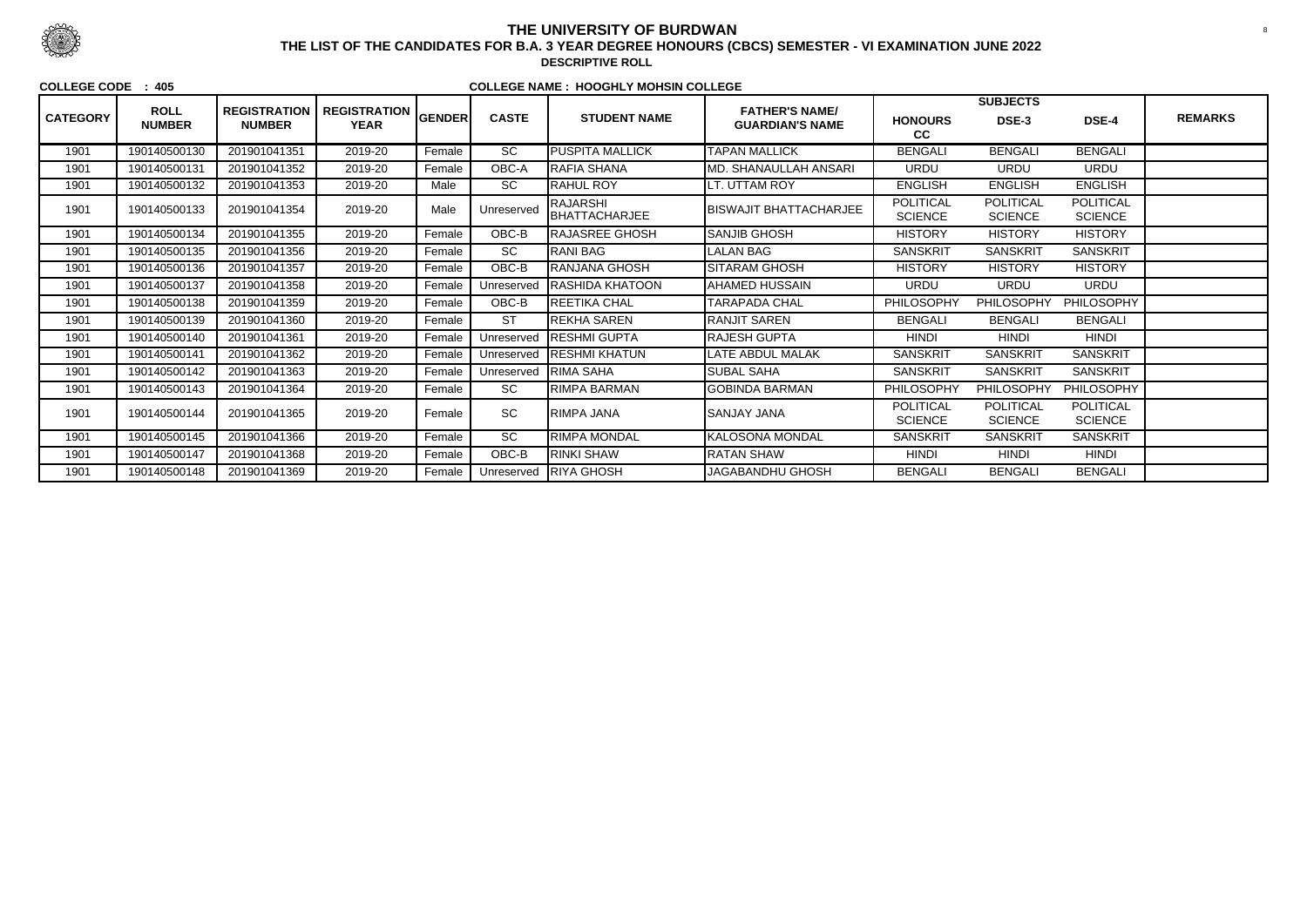# THE UNIVERSITY OF BURDWAN

## THE LIST OF THE CANDIDATES FOR B.A. 3 YEAR DEGREE HONOURS (CBCS) SEMESTER - VI EXAMINATION JUNE 2022

### DESCRIPTIVE ROLL

**COLLEGE CODE : 405** **COLLEGE NAME : HOOGHLY MOHSIN COLLEGE**

| CATEGORY | ROLL NUMBER | REGISTRATION NUMBER | REGISTRATION YEAR | GENDER | CASTE | STUDENT NAME | FATHER'S NAME/ GUARDIAN'S NAME | SUBJECTS | | | REMARKS |
|---|---|---|---|---|---|---|---|---|---|---|---|
| | | | | | | | | HONOURS CC | DSE-3 | DSE-4 | |
| 1901 | 190140500130 | 201901041351 | 2019-20 | Female | SC | PUSPITA MALLICK | TAPAN MALLICK | BENGALI | BENGALI | BENGALI | |
| 1901 | 190140500131 | 201901041352 | 2019-20 | Female | OBC-A | RAFIA SHANA | MD. SHANAULLAH ANSARI | URDU | URDU | URDU | |
| 1901 | 190140500132 | 201901041353 | 2019-20 | Male | SC | RAHUL ROY | LT. UTTAM ROY | ENGLISH | ENGLISH | ENGLISH | |
| 1901 | 190140500133 | 201901041354 | 2019-20 | Male | Unreserved | RAJARSHI BHATTACHARJEE | BISWAJIT BHATTACHARJEE | POLITICAL SCIENCE | POLITICAL SCIENCE | POLITICAL SCIENCE | |
| 1901 | 190140500134 | 201901041355 | 2019-20 | Female | OBC-B | RAJASREE GHOSH | SANJIB GHOSH | HISTORY | HISTORY | HISTORY | |
| 1901 | 190140500135 | 201901041356 | 2019-20 | Female | SC | RANI BAG | LALAN BAG | SANSKRIT | SANSKRIT | SANSKRIT | |
| 1901 | 190140500136 | 201901041357 | 2019-20 | Female | OBC-B | RANJANA GHOSH | SITARAM GHOSH | HISTORY | HISTORY | HISTORY | |
| 1901 | 190140500137 | 201901041358 | 2019-20 | Female | Unreserved | RASHIDA KHATOON | AHAMED HUSSAIN | URDU | URDU | URDU | |
| 1901 | 190140500138 | 201901041359 | 2019-20 | Female | OBC-B | REETIKA CHAL | TARAPADA CHAL | PHILOSOPHY | PHILOSOPHY | PHILOSOPHY | |
| 1901 | 190140500139 | 201901041360 | 2019-20 | Female | ST | REKHA SAREN | RANJIT SAREN | BENGALI | BENGALI | BENGALI | |
| 1901 | 190140500140 | 201901041361 | 2019-20 | Female | Unreserved | RESHMI GUPTA | RAJESH GUPTA | HINDI | HINDI | HINDI | |
| 1901 | 190140500141 | 201901041362 | 2019-20 | Female | Unreserved | RESHMI KHATUN | LATE ABDUL MALAK | SANSKRIT | SANSKRIT | SANSKRIT | |
| 1901 | 190140500142 | 201901041363 | 2019-20 | Female | Unreserved | RIMA SAHA | SUBAL SAHA | SANSKRIT | SANSKRIT | SANSKRIT | |
| 1901 | 190140500143 | 201901041364 | 2019-20 | Female | SC | RIMPA BARMAN | GOBINDA BARMAN | PHILOSOPHY | PHILOSOPHY | PHILOSOPHY | |
| 1901 | 190140500144 | 201901041365 | 2019-20 | Female | SC | RIMPA JANA | SANJAY JANA | POLITICAL SCIENCE | POLITICAL SCIENCE | POLITICAL SCIENCE | |
| 1901 | 190140500145 | 201901041366 | 2019-20 | Female | SC | RIMPA MONDAL | KALOSONA MONDAL | SANSKRIT | SANSKRIT | SANSKRIT | |
| 1901 | 190140500147 | 201901041368 | 2019-20 | Female | OBC-B | RINKI SHAW | RATAN SHAW | HINDI | HINDI | HINDI | |
| 1901 | 190140500148 | 201901041369 | 2019-20 | Female | Unreserved | RIYA GHOSH | JAGABANDHU GHOSH | BENGALI | BENGALI | BENGALI | |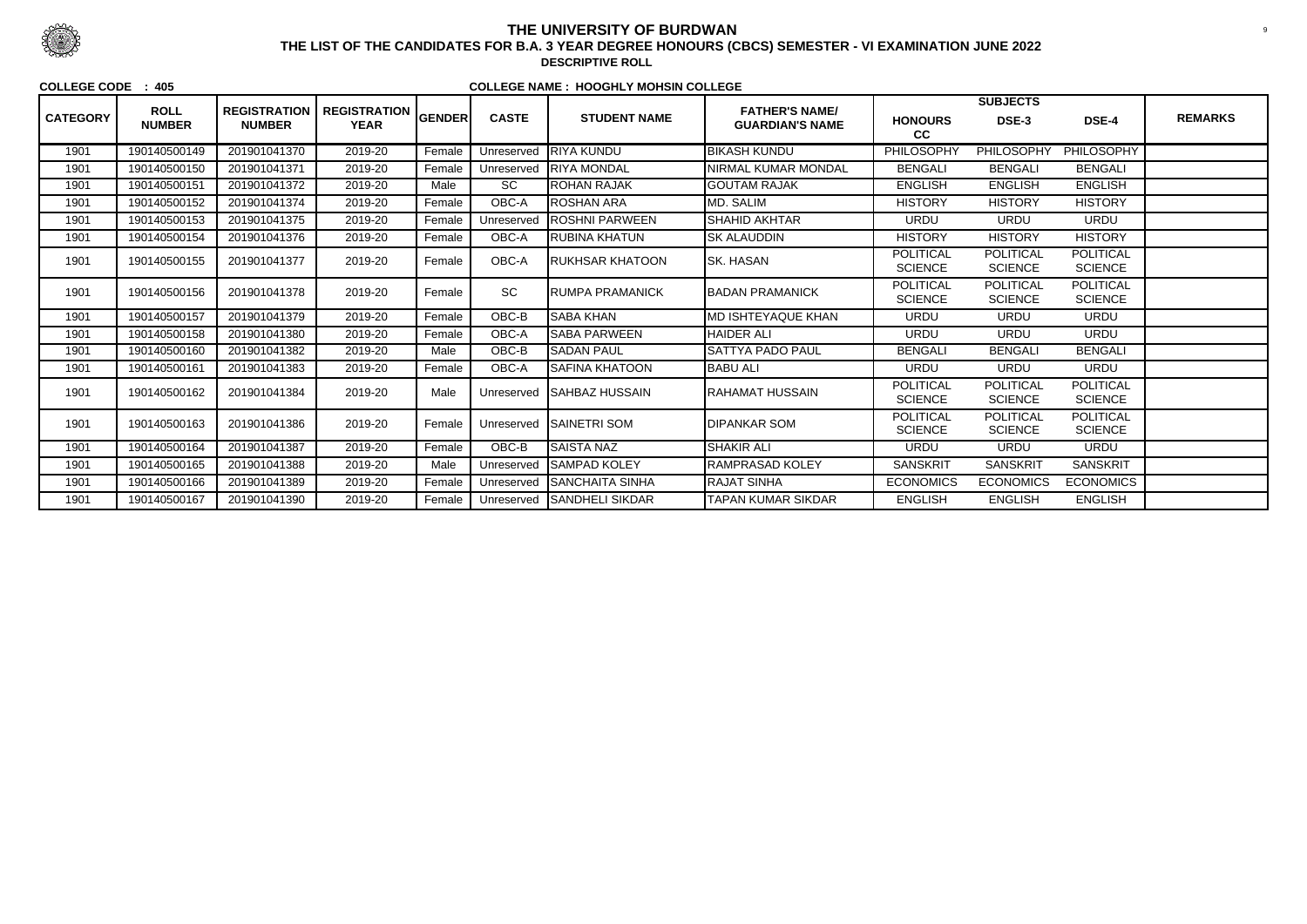# THE UNIVERSITY OF BURDWAN

## THE LIST OF THE CANDIDATES FOR B.A. 3 YEAR DEGREE HONOURS (CBCS) SEMESTER - VI EXAMINATION JUNE 2022

### DESCRIPTIVE ROLL

**COLLEGE CODE : 405** **COLLEGE NAME : HOOGHLY MOHSIN COLLEGE**

| CATEGORY | ROLL NUMBER | REGISTRATION NUMBER | REGISTRATION YEAR | GENDER | CASTE | STUDENT NAME | FATHER'S NAME/ GUARDIAN'S NAME | SUBJECTS | | | REMARKS |
|---|---|---|---|---|---|---|---|---|---|---|---|
| | | | | | | | | HONOURS CC | DSE-3 | DSE-4 | |
| 1901 | 190140500149 | 201901041370 | 2019-20 | Female | Unreserved | RIYA KUNDU | BIKASH KUNDU | PHILOSOPHY | PHILOSOPHY | PHILOSOPHY | |
| 1901 | 190140500150 | 201901041371 | 2019-20 | Female | Unreserved | RIYA MONDAL | NIRMAL KUMAR MONDAL | BENGALI | BENGALI | BENGALI | |
| 1901 | 190140500151 | 201901041372 | 2019-20 | Male | SC | ROHAN RAJAK | GOUTAM RAJAK | ENGLISH | ENGLISH | ENGLISH | |
| 1901 | 190140500152 | 201901041374 | 2019-20 | Female | OBC-A | ROSHAN ARA | MD. SALIM | HISTORY | HISTORY | HISTORY | |
| 1901 | 190140500153 | 201901041375 | 2019-20 | Female | Unreserved | ROSHNI PARWEEN | SHAHID AKHTAR | URDU | URDU | URDU | |
| 1901 | 190140500154 | 201901041376 | 2019-20 | Female | OBC-A | RUBINA KHATUN | SK ALAUDDIN | HISTORY | HISTORY | HISTORY | |
| 1901 | 190140500155 | 201901041377 | 2019-20 | Female | OBC-A | RUKHSAR KHATOON | SK. HASAN | POLITICAL SCIENCE | POLITICAL SCIENCE | POLITICAL SCIENCE | |
| 1901 | 190140500156 | 201901041378 | 2019-20 | Female | SC | RUMPA PRAMANICK | BADAN PRAMANICK | POLITICAL SCIENCE | POLITICAL SCIENCE | POLITICAL SCIENCE | |
| 1901 | 190140500157 | 201901041379 | 2019-20 | Female | OBC-B | SABA KHAN | MD ISHTEYAQUE KHAN | URDU | URDU | URDU | |
| 1901 | 190140500158 | 201901041380 | 2019-20 | Female | OBC-A | SABA PARWEEN | HAIDER ALI | URDU | URDU | URDU | |
| 1901 | 190140500160 | 201901041382 | 2019-20 | Male | OBC-B | SADAN PAUL | SATTYA PADO PAUL | BENGALI | BENGALI | BENGALI | |
| 1901 | 190140500161 | 201901041383 | 2019-20 | Female | OBC-A | SAFINA KHATOON | BABU ALI | URDU | URDU | URDU | |
| 1901 | 190140500162 | 201901041384 | 2019-20 | Male | Unreserved | SAHBAZ HUSSAIN | RAHAMAT HUSSAIN | POLITICAL SCIENCE | POLITICAL SCIENCE | POLITICAL SCIENCE | |
| 1901 | 190140500163 | 201901041386 | 2019-20 | Female | Unreserved | SAINETRI SOM | DIPANKAR SOM | POLITICAL SCIENCE | POLITICAL SCIENCE | POLITICAL SCIENCE | |
| 1901 | 190140500164 | 201901041387 | 2019-20 | Female | OBC-B | SAISTA NAZ | SHAKIR ALI | URDU | URDU | URDU | |
| 1901 | 190140500165 | 201901041388 | 2019-20 | Male | Unreserved | SAMPAD KOLEY | RAMPRASAD KOLEY | SANSKRIT | SANSKRIT | SANSKRIT | |
| 1901 | 190140500166 | 201901041389 | 2019-20 | Female | Unreserved | SANCHAITA SINHA | RAJAT SINHA | ECONOMICS | ECONOMICS | ECONOMICS | |
| 1901 | 190140500167 | 201901041390 | 2019-20 | Female | Unreserved | SANDHELI SIKDAR | TAPAN KUMAR SIKDAR | ENGLISH | ENGLISH | ENGLISH | |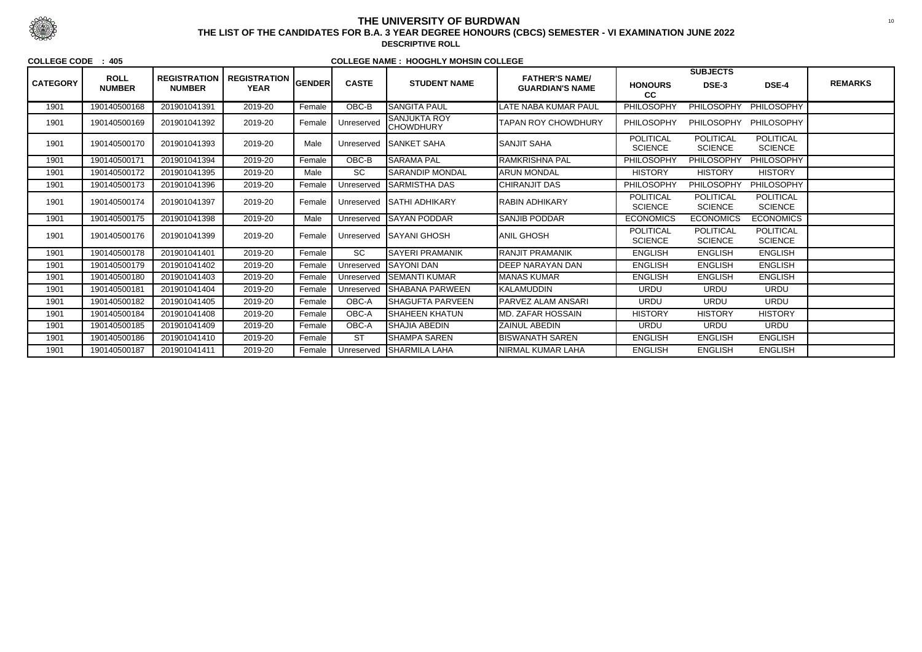# THE UNIVERSITY OF BURDWAN

## THE LIST OF THE CANDIDATES FOR B.A. 3 YEAR DEGREE HONOURS (CBCS) SEMESTER - VI EXAMINATION JUNE 2022

### DESCRIPTIVE ROLL

**COLLEGE CODE : 405** **COLLEGE NAME : HOOGHLY MOHSIN COLLEGE**

| CATEGORY | ROLL NUMBER | REGISTRATION NUMBER | REGISTRATION YEAR | GENDER | CASTE | STUDENT NAME | FATHER'S NAME/ GUARDIAN'S NAME | SUBJECTS | | | REMARKS |
|---|---|---|---|---|---|---|---|---|---|---|---|
| | | | | | | | | HONOURS CC | DSE-3 | DSE-4 | |
| 1901 | 190140500168 | 201901041391 | 2019-20 | Female | OBC-B | SANGITA PAUL | LATE NABA KUMAR PAUL | PHILOSOPHY | PHILOSOPHY | PHILOSOPHY | |
| 1901 | 190140500169 | 201901041392 | 2019-20 | Female | Unreserved | SANJUKTA ROY CHOWDHURY | TAPAN ROY CHOWDHURY | PHILOSOPHY | PHILOSOPHY | PHILOSOPHY | |
| 1901 | 190140500170 | 201901041393 | 2019-20 | Male | Unreserved | SANKET SAHA | SANJIT SAHA | POLITICAL SCIENCE | POLITICAL SCIENCE | POLITICAL SCIENCE | |
| 1901 | 190140500171 | 201901041394 | 2019-20 | Female | OBC-B | SARAMA PAL | RAMKRISHNA PAL | PHILOSOPHY | PHILOSOPHY | PHILOSOPHY | |
| 1901 | 190140500172 | 201901041395 | 2019-20 | Male | SC | SARANDIP MONDAL | ARUN MONDAL | HISTORY | HISTORY | HISTORY | |
| 1901 | 190140500173 | 201901041396 | 2019-20 | Female | Unreserved | SARMISTHA DAS | CHIRANJIT DAS | PHILOSOPHY | PHILOSOPHY | PHILOSOPHY | |
| 1901 | 190140500174 | 201901041397 | 2019-20 | Female | Unreserved | SATHI ADHIKARY | RABIN ADHIKARY | POLITICAL SCIENCE | POLITICAL SCIENCE | POLITICAL SCIENCE | |
| 1901 | 190140500175 | 201901041398 | 2019-20 | Male | Unreserved | SAYAN PODDAR | SANJIB PODDAR | ECONOMICS | ECONOMICS | ECONOMICS | |
| 1901 | 190140500176 | 201901041399 | 2019-20 | Female | Unreserved | SAYANI GHOSH | ANIL GHOSH | POLITICAL SCIENCE | POLITICAL SCIENCE | POLITICAL SCIENCE | |
| 1901 | 190140500178 | 201901041401 | 2019-20 | Female | SC | SAYERI PRAMANIK | RANJIT PRAMANIK | ENGLISH | ENGLISH | ENGLISH | |
| 1901 | 190140500179 | 201901041402 | 2019-20 | Female | Unreserved | SAYONI DAN | DEEP NARAYAN DAN | ENGLISH | ENGLISH | ENGLISH | |
| 1901 | 190140500180 | 201901041403 | 2019-20 | Female | Unreserved | SEMANTI KUMAR | MANAS KUMAR | ENGLISH | ENGLISH | ENGLISH | |
| 1901 | 190140500181 | 201901041404 | 2019-20 | Female | Unreserved | SHABANA PARWEEN | KALAMUDDIN | URDU | URDU | URDU | |
| 1901 | 190140500182 | 201901041405 | 2019-20 | Female | OBC-A | SHAGUFTA PARVEEN | PARVEZ ALAM ANSARI | URDU | URDU | URDU | |
| 1901 | 190140500184 | 201901041408 | 2019-20 | Female | OBC-A | SHAHEEN KHATUN | MD. ZAFAR HOSSAIN | HISTORY | HISTORY | HISTORY | |
| 1901 | 190140500185 | 201901041409 | 2019-20 | Female | OBC-A | SHAJIA ABEDIN | ZAINUL ABEDIN | URDU | URDU | URDU | |
| 1901 | 190140500186 | 201901041410 | 2019-20 | Female | ST | SHAMPA SAREN | BISWANATH SAREN | ENGLISH | ENGLISH | ENGLISH | |
| 1901 | 190140500187 | 201901041411 | 2019-20 | Female | Unreserved | SHARMILA LAHA | NIRMAL KUMAR LAHA | ENGLISH | ENGLISH | ENGLISH | |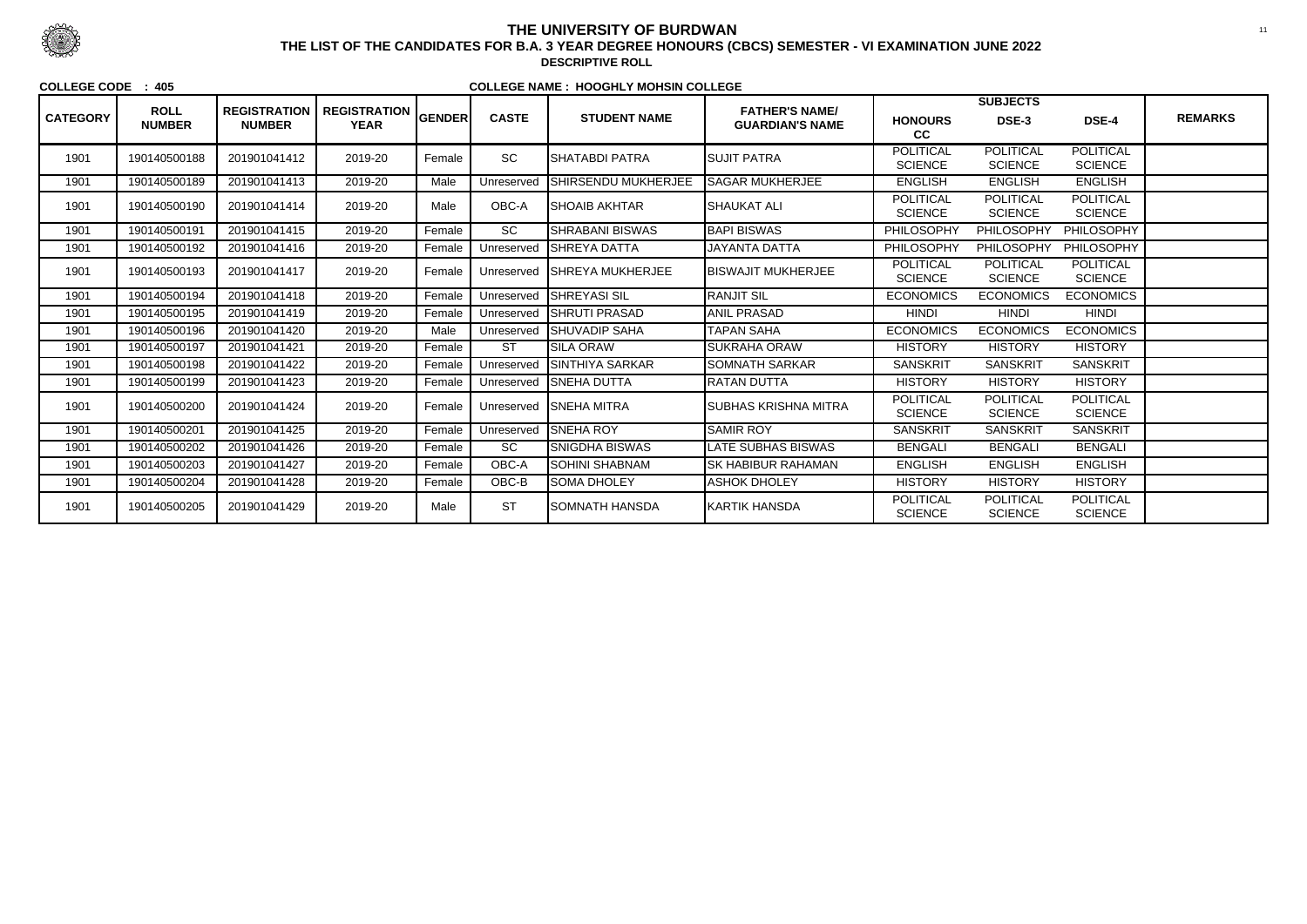# THE UNIVERSITY OF BURDWAN

## THE LIST OF THE CANDIDATES FOR B.A. 3 YEAR DEGREE HONOURS (CBCS) SEMESTER - VI EXAMINATION JUNE 2022

### DESCRIPTIVE ROLL

**COLLEGE CODE : 405** **COLLEGE NAME : HOOGHLY MOHSIN COLLEGE**

| CATEGORY | ROLL NUMBER | REGISTRATION NUMBER | REGISTRATION YEAR | GENDER | CASTE | STUDENT NAME | FATHER'S NAME/ GUARDIAN'S NAME | SUBJECTS HONOURS CC | SUBJECTS DSE-3 | SUBJECTS DSE-4 | REMARKS |
|---|---|---|---|---|---|---|---|---|---|---|---|
| 1901 | 190140500188 | 201901041412 | 2019-20 | Female | SC | SHATABDI PATRA | SUJIT PATRA | POLITICAL SCIENCE | POLITICAL SCIENCE | POLITICAL SCIENCE | |
| 1901 | 190140500189 | 201901041413 | 2019-20 | Male | Unreserved | SHIRSENDU MUKHERJEE | SAGAR MUKHERJEE | ENGLISH | ENGLISH | ENGLISH | |
| 1901 | 190140500190 | 201901041414 | 2019-20 | Male | OBC-A | SHOAIB AKHTAR | SHAUKAT ALI | POLITICAL SCIENCE | POLITICAL SCIENCE | POLITICAL SCIENCE | |
| 1901 | 190140500191 | 201901041415 | 2019-20 | Female | SC | SHRABANI BISWAS | BAPI BISWAS | PHILOSOPHY | PHILOSOPHY | PHILOSOPHY | |
| 1901 | 190140500192 | 201901041416 | 2019-20 | Female | Unreserved | SHREYA DATTA | JAYANTA DATTA | PHILOSOPHY | PHILOSOPHY | PHILOSOPHY | |
| 1901 | 190140500193 | 201901041417 | 2019-20 | Female | Unreserved | SHREYA MUKHERJEE | BISWAJIT MUKHERJEE | POLITICAL SCIENCE | POLITICAL SCIENCE | POLITICAL SCIENCE | |
| 1901 | 190140500194 | 201901041418 | 2019-20 | Female | Unreserved | SHREYASI SIL | RANJIT SIL | ECONOMICS | ECONOMICS | ECONOMICS | |
| 1901 | 190140500195 | 201901041419 | 2019-20 | Female | Unreserved | SHRUTI PRASAD | ANIL PRASAD | HINDI | HINDI | HINDI | |
| 1901 | 190140500196 | 201901041420 | 2019-20 | Male | Unreserved | SHUVADIP SAHA | TAPAN SAHA | ECONOMICS | ECONOMICS | ECONOMICS | |
| 1901 | 190140500197 | 201901041421 | 2019-20 | Female | ST | SILA ORAW | SUKRAHA ORAW | HISTORY | HISTORY | HISTORY | |
| 1901 | 190140500198 | 201901041422 | 2019-20 | Female | Unreserved | SINTHIYA SARKAR | SOMNATH SARKAR | SANSKRIT | SANSKRIT | SANSKRIT | |
| 1901 | 190140500199 | 201901041423 | 2019-20 | Female | Unreserved | SNEHA DUTTA | RATAN DUTTA | HISTORY | HISTORY | HISTORY | |
| 1901 | 190140500200 | 201901041424 | 2019-20 | Female | Unreserved | SNEHA MITRA | SUBHAS KRISHNA MITRA | POLITICAL SCIENCE | POLITICAL SCIENCE | POLITICAL SCIENCE | |
| 1901 | 190140500201 | 201901041425 | 2019-20 | Female | Unreserved | SNEHA ROY | SAMIR ROY | SANSKRIT | SANSKRIT | SANSKRIT | |
| 1901 | 190140500202 | 201901041426 | 2019-20 | Female | SC | SNIGDHA BISWAS | LATE SUBHAS BISWAS | BENGALI | BENGALI | BENGALI | |
| 1901 | 190140500203 | 201901041427 | 2019-20 | Female | OBC-A | SOHINI SHABNAM | SK HABIBUR RAHAMAN | ENGLISH | ENGLISH | ENGLISH | |
| 1901 | 190140500204 | 201901041428 | 2019-20 | Female | OBC-B | SOMA DHOLEY | ASHOK DHOLEY | HISTORY | HISTORY | HISTORY | |
| 1901 | 190140500205 | 201901041429 | 2019-20 | Male | ST | SOMNATH HANSDA | KARTIK HANSDA | POLITICAL SCIENCE | POLITICAL SCIENCE | POLITICAL SCIENCE | |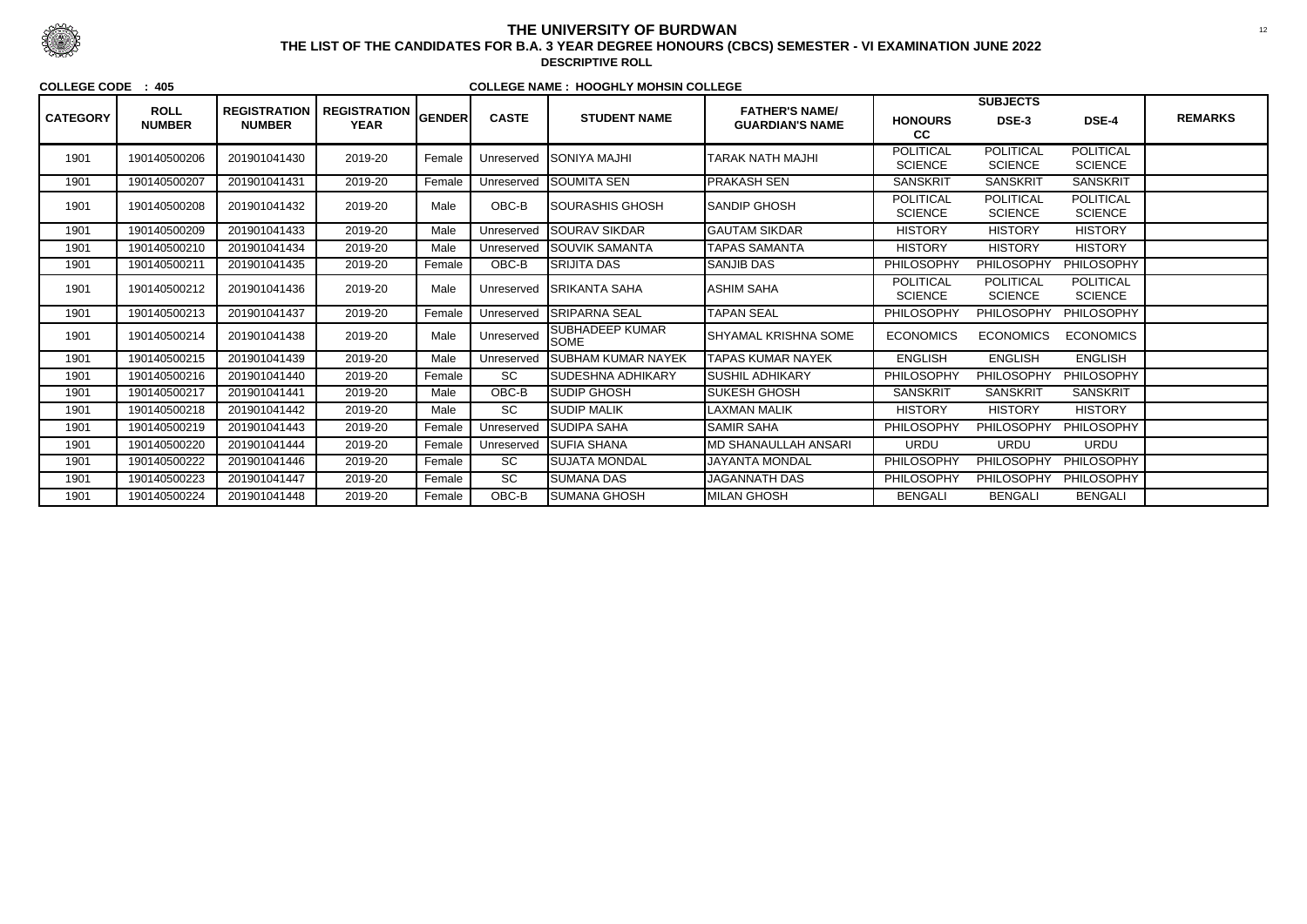# THE UNIVERSITY OF BURDWAN

## THE LIST OF THE CANDIDATES FOR B.A. 3 YEAR DEGREE HONOURS (CBCS) SEMESTER - VI EXAMINATION JUNE 2022

### DESCRIPTIVE ROLL

**COLLEGE CODE : 405** **COLLEGE NAME : HOOGHLY MOHSIN COLLEGE**

| CATEGORY | ROLL NUMBER | REGISTRATION NUMBER | REGISTRATION YEAR | GENDER | CASTE | STUDENT NAME | FATHER'S NAME/ GUARDIAN'S NAME | SUBJECTS | | | REMARKS |
|---|---|---|---|---|---|---|---|---|---|---|---|
| | | | | | | | | HONOURS CC | DSE-3 | DSE-4 | |
| 1901 | 190140500206 | 201901041430 | 2019-20 | Female | Unreserved | SONIYA MAJHI | TARAK NATH MAJHI | POLITICAL SCIENCE | POLITICAL SCIENCE | POLITICAL SCIENCE | |
| 1901 | 190140500207 | 201901041431 | 2019-20 | Female | Unreserved | SOUMITA SEN | PRAKASH SEN | SANSKRIT | SANSKRIT | SANSKRIT | |
| 1901 | 190140500208 | 201901041432 | 2019-20 | Male | OBC-B | SOURASHIS GHOSH | SANDIP GHOSH | POLITICAL SCIENCE | POLITICAL SCIENCE | POLITICAL SCIENCE | |
| 1901 | 190140500209 | 201901041433 | 2019-20 | Male | Unreserved | SOURAV SIKDAR | GAUTAM SIKDAR | HISTORY | HISTORY | HISTORY | |
| 1901 | 190140500210 | 201901041434 | 2019-20 | Male | Unreserved | SOUVIK SAMANTA | TAPAS SAMANTA | HISTORY | HISTORY | HISTORY | |
| 1901 | 190140500211 | 201901041435 | 2019-20 | Female | OBC-B | SRIJITA DAS | SANJIB DAS | PHILOSOPHY | PHILOSOPHY | PHILOSOPHY | |
| 1901 | 190140500212 | 201901041436 | 2019-20 | Male | Unreserved | SRIKANTA SAHA | ASHIM SAHA | POLITICAL SCIENCE | POLITICAL SCIENCE | POLITICAL SCIENCE | |
| 1901 | 190140500213 | 201901041437 | 2019-20 | Female | Unreserved | SRIPARNA SEAL | TAPAN SEAL | PHILOSOPHY | PHILOSOPHY | PHILOSOPHY | |
| 1901 | 190140500214 | 201901041438 | 2019-20 | Male | Unreserved | SUBHADEEP KUMAR SOME | SHYAMAL KRISHNA SOME | ECONOMICS | ECONOMICS | ECONOMICS | |
| 1901 | 190140500215 | 201901041439 | 2019-20 | Male | Unreserved | SUBHAM KUMAR NAYEK | TAPAS KUMAR NAYEK | ENGLISH | ENGLISH | ENGLISH | |
| 1901 | 190140500216 | 201901041440 | 2019-20 | Female | SC | SUDESHNA ADHIKARY | SUSHIL ADHIKARY | PHILOSOPHY | PHILOSOPHY | PHILOSOPHY | |
| 1901 | 190140500217 | 201901041441 | 2019-20 | Male | OBC-B | SUDIP GHOSH | SUKESH GHOSH | SANSKRIT | SANSKRIT | SANSKRIT | |
| 1901 | 190140500218 | 201901041442 | 2019-20 | Male | SC | SUDIP MALIK | LAXMAN MALIK | HISTORY | HISTORY | HISTORY | |
| 1901 | 190140500219 | 201901041443 | 2019-20 | Female | Unreserved | SUDIPA SAHA | SAMIR SAHA | PHILOSOPHY | PHILOSOPHY | PHILOSOPHY | |
| 1901 | 190140500220 | 201901041444 | 2019-20 | Female | Unreserved | SUFIA SHANA | MD SHANAULLAH ANSARI | URDU | URDU | URDU | |
| 1901 | 190140500222 | 201901041446 | 2019-20 | Female | SC | SUJATA MONDAL | JAYANTA MONDAL | PHILOSOPHY | PHILOSOPHY | PHILOSOPHY | |
| 1901 | 190140500223 | 201901041447 | 2019-20 | Female | SC | SUMANA DAS | JAGANNATH DAS | PHILOSOPHY | PHILOSOPHY | PHILOSOPHY | |
| 1901 | 190140500224 | 201901041448 | 2019-20 | Female | OBC-B | SUMANA GHOSH | MILAN GHOSH | BENGALI | BENGALI | BENGALI | |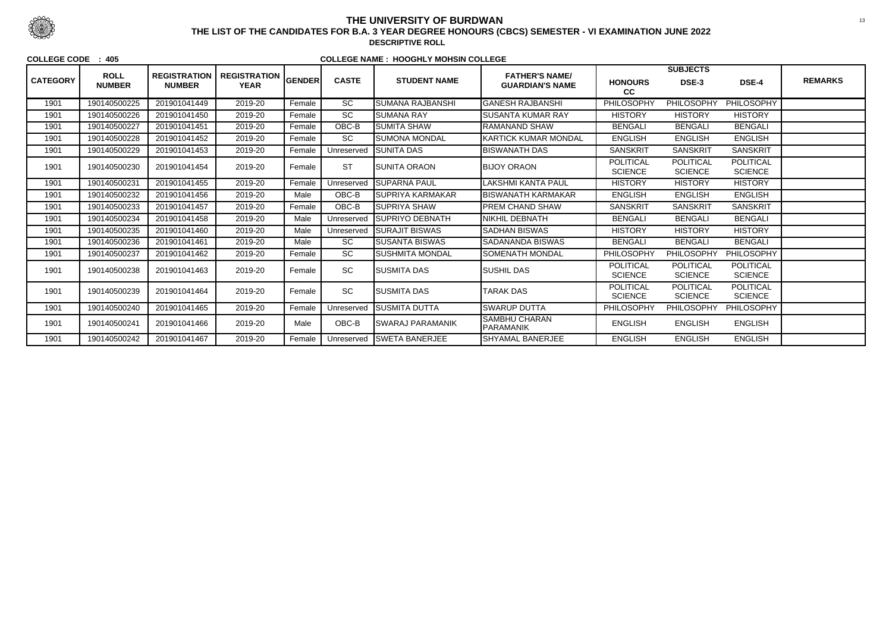# THE UNIVERSITY OF BURDWAN

## THE LIST OF THE CANDIDATES FOR B.A. 3 YEAR DEGREE HONOURS (CBCS) SEMESTER - VI EXAMINATION JUNE 2022

### DESCRIPTIVE ROLL

**COLLEGE CODE : 405** **COLLEGE NAME : HOOGHLY MOHSIN COLLEGE**

| CATEGORY | ROLL NUMBER | REGISTRATION NUMBER | REGISTRATION YEAR | GENDER | CASTE | STUDENT NAME | FATHER'S NAME/ GUARDIAN'S NAME | SUBJECTS HONOURS CC | DSE-3 | DSE-4 | REMARKS |
|---|---|---|---|---|---|---|---|---|---|---|---|
| 1901 | 190140500225 | 201901041449 | 2019-20 | Female | SC | SUMANA RAJBANSHI | GANESH RAJBANSHI | PHILOSOPHY | PHILOSOPHY | PHILOSOPHY | |
| 1901 | 190140500226 | 201901041450 | 2019-20 | Female | SC | SUMANA RAY | SUSANTA KUMAR RAY | HISTORY | HISTORY | HISTORY | |
| 1901 | 190140500227 | 201901041451 | 2019-20 | Female | OBC-B | SUMITA SHAW | RAMANAND SHAW | BENGALI | BENGALI | BENGALI | |
| 1901 | 190140500228 | 201901041452 | 2019-20 | Female | SC | SUMONA MONDAL | KARTICK KUMAR MONDAL | ENGLISH | ENGLISH | ENGLISH | |
| 1901 | 190140500229 | 201901041453 | 2019-20 | Female | Unreserved | SUNITA DAS | BISWANATH DAS | SANSKRIT | SANSKRIT | SANSKRIT | |
| 1901 | 190140500230 | 201901041454 | 2019-20 | Female | ST | SUNITA ORAON | BIJOY ORAON | POLITICAL SCIENCE | POLITICAL SCIENCE | POLITICAL SCIENCE | |
| 1901 | 190140500231 | 201901041455 | 2019-20 | Female | Unreserved | SUPARNA PAUL | LAKSHMI KANTA PAUL | HISTORY | HISTORY | HISTORY | |
| 1901 | 190140500232 | 201901041456 | 2019-20 | Male | OBC-B | SUPRIYA KARMAKAR | BISWANATH KARMAKAR | ENGLISH | ENGLISH | ENGLISH | |
| 1901 | 190140500233 | 201901041457 | 2019-20 | Female | OBC-B | SUPRIYA SHAW | PREM CHAND SHAW | SANSKRIT | SANSKRIT | SANSKRIT | |
| 1901 | 190140500234 | 201901041458 | 2019-20 | Male | Unreserved | SUPRIYO DEBNATH | NIKHIL DEBNATH | BENGALI | BENGALI | BENGALI | |
| 1901 | 190140500235 | 201901041460 | 2019-20 | Male | Unreserved | SURAJIT BISWAS | SADHAN BISWAS | HISTORY | HISTORY | HISTORY | |
| 1901 | 190140500236 | 201901041461 | 2019-20 | Male | SC | SUSANTA BISWAS | SADANANDA BISWAS | BENGALI | BENGALI | BENGALI | |
| 1901 | 190140500237 | 201901041462 | 2019-20 | Female | SC | SUSHMITA MONDAL | SOMENATH MONDAL | PHILOSOPHY | PHILOSOPHY | PHILOSOPHY | |
| 1901 | 190140500238 | 201901041463 | 2019-20 | Female | SC | SUSMITA DAS | SUSHIL DAS | POLITICAL SCIENCE | POLITICAL SCIENCE | POLITICAL SCIENCE | |
| 1901 | 190140500239 | 201901041464 | 2019-20 | Female | SC | SUSMITA DAS | TARAK DAS | POLITICAL SCIENCE | POLITICAL SCIENCE | POLITICAL SCIENCE | |
| 1901 | 190140500240 | 201901041465 | 2019-20 | Female | Unreserved | SUSMITA DUTTA | SWARUP DUTTA | PHILOSOPHY | PHILOSOPHY | PHILOSOPHY | |
| 1901 | 190140500241 | 201901041466 | 2019-20 | Male | OBC-B | SWARAJ PARAMANIK | SAMBHU CHARAN PARAMANIK | ENGLISH | ENGLISH | ENGLISH | |
| 1901 | 190140500242 | 201901041467 | 2019-20 | Female | Unreserved | SWETA BANERJEE | SHYAMAL BANERJEE | ENGLISH | ENGLISH | ENGLISH | |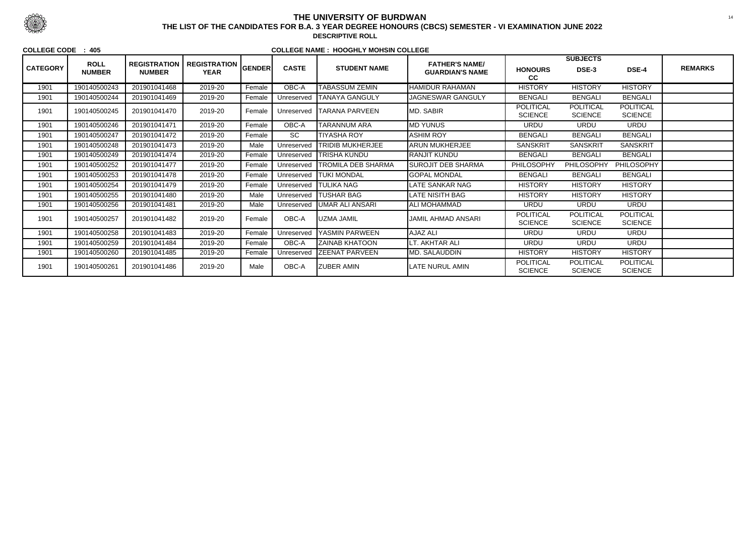# THE UNIVERSITY OF BURDWAN

## THE LIST OF THE CANDIDATES FOR B.A. 3 YEAR DEGREE HONOURS (CBCS) SEMESTER - VI EXAMINATION JUNE 2022

### DESCRIPTIVE ROLL

**COLLEGE CODE : 405** **COLLEGE NAME : HOOGHLY MOHSIN COLLEGE**

| CATEGORY | ROLL NUMBER | REGISTRATION NUMBER | REGISTRATION YEAR | GENDER | CASTE | STUDENT NAME | FATHER'S NAME/ GUARDIAN'S NAME | SUBJECTS HONOURS CC | DSE-3 | DSE-4 | REMARKS |
|---|---|---|---|---|---|---|---|---|---|---|---|
| 1901 | 190140500243 | 201901041468 | 2019-20 | Female | OBC-A | TABASSUM ZEMIN | HAMIDUR RAHAMAN | HISTORY | HISTORY | HISTORY | |
| 1901 | 190140500244 | 201901041469 | 2019-20 | Female | Unreserved | TANAYA GANGULY | JAGNESWAR GANGULY | BENGALI | BENGALI | BENGALI | |
| 1901 | 190140500245 | 201901041470 | 2019-20 | Female | Unreserved | TARANA PARVEEN | MD. SABIR | POLITICAL SCIENCE | POLITICAL SCIENCE | POLITICAL SCIENCE | |
| 1901 | 190140500246 | 201901041471 | 2019-20 | Female | OBC-A | TARANNUM ARA | MD YUNUS | URDU | URDU | URDU | |
| 1901 | 190140500247 | 201901041472 | 2019-20 | Female | SC | TIYASHA ROY | ASHIM ROY | BENGALI | BENGALI | BENGALI | |
| 1901 | 190140500248 | 201901041473 | 2019-20 | Male | Unreserved | TRIDIB MUKHERJEE | ARUN MUKHERJEE | SANSKRIT | SANSKRIT | SANSKRIT | |
| 1901 | 190140500249 | 201901041474 | 2019-20 | Female | Unreserved | TRISHA KUNDU | RANJIT KUNDU | BENGALI | BENGALI | BENGALI | |
| 1901 | 190140500252 | 201901041477 | 2019-20 | Female | Unreserved | TROMILA DEB SHARMA | SUROJIT DEB SHARMA | PHILOSOPHY | PHILOSOPHY | PHILOSOPHY | |
| 1901 | 190140500253 | 201901041478 | 2019-20 | Female | Unreserved | TUKI MONDAL | GOPAL MONDAL | BENGALI | BENGALI | BENGALI | |
| 1901 | 190140500254 | 201901041479 | 2019-20 | Female | Unreserved | TULIKA NAG | LATE SANKAR NAG | HISTORY | HISTORY | HISTORY | |
| 1901 | 190140500255 | 201901041480 | 2019-20 | Male | Unreserved | TUSHAR BAG | LATE NISITH BAG | HISTORY | HISTORY | HISTORY | |
| 1901 | 190140500256 | 201901041481 | 2019-20 | Male | Unreserved | UMAR ALI ANSARI | ALI MOHAMMAD | URDU | URDU | URDU | |
| 1901 | 190140500257 | 201901041482 | 2019-20 | Female | OBC-A | UZMA JAMIL | JAMIL AHMAD ANSARI | POLITICAL SCIENCE | POLITICAL SCIENCE | POLITICAL SCIENCE | |
| 1901 | 190140500258 | 201901041483 | 2019-20 | Female | Unreserved | YASMIN PARWEEN | AJAZ ALI | URDU | URDU | URDU | |
| 1901 | 190140500259 | 201901041484 | 2019-20 | Female | OBC-A | ZAINAB KHATOON | LT. AKHTAR ALI | URDU | URDU | URDU | |
| 1901 | 190140500260 | 201901041485 | 2019-20 | Female | Unreserved | ZEENAT PARVEEN | MD. SALAUDDIN | HISTORY | HISTORY | HISTORY | |
| 1901 | 190140500261 | 201901041486 | 2019-20 | Male | OBC-A | ZUBER AMIN | LATE NURUL AMIN | POLITICAL SCIENCE | POLITICAL SCIENCE | POLITICAL SCIENCE | |